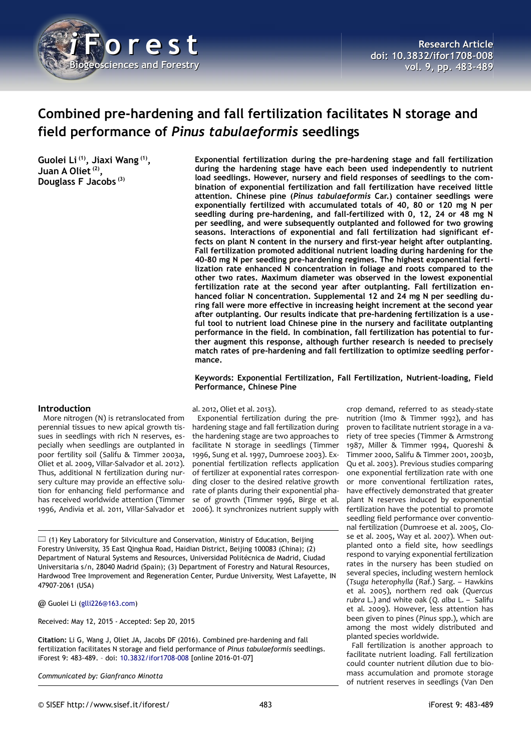# Combined pre-hardening and fall fertilization facilitates N storage and field performance of *Pinus tabulaeformis* seedlings

**Guolei Li [1], Jiaxi Wang [1], Juan A Oliet [2], Douglass F Jacobs [3]**

**Exponential fertilization during the pre-hardening stage and fall fertilization during the hardening stage have each been used independently to nutrient load seedlings. However, nursery and field responses of seedlings to the combination of exponential fertilization and fall fertilization have received little attention. Chinese pine (*Pinus tabulaeformis* Car.) container seedlings were exponentially fertilized with accumulated totals of 40, 80 or 120 mg N per seedling during pre-hardening, and fall-fertilized with 0, 12, 24 or 48 mg N per seedling, and were subsequently outplanted and followed for two growing seasons. Interactions of exponential and fall fertilization had significant effects on plant N content in the nursery and first-year height after outplanting. Fall fertilization promoted additional nutrient loading during hardening for the 40-80 mg N per seedling pre-hardening regimes. The highest exponential fertilization rate enhanced N concentration in foliage and roots compared to the other two rates. Maximum diameter was observed in the lowest exponential fertilization rate at the second year after outplanting. Fall fertilization enhanced foliar N concentration. Supplemental 12 and 24 mg N per seedling during fall were more effective in increasing height increment at the second year after outplanting. Our results indicate that pre-hardening fertilization is a useful tool to nutrient load Chinese pine in the nursery and facilitate outplanting performance in the field. In combination, fall fertilization has potential to further augment this response, although further research is needed to precisely match rates of pre-hardening and fall fertilization to optimize seedling performance.**

**Keywords: Exponential Fertilization, Fall Fertilization, Nutrient-loading, Field Performance, Chinese Pine**

## Introduction

More nitrogen (N) is retranslocated from perennial tissues to new apical growth tissues in seedlings with rich N reserves, especially when seedlings are outplanted in poor fertility soil (Salifu & Timmer 2003a, Oliet et al. 2009, Villar-Salvador et al. 2012). Thus, additional N fertilization during nursery culture may provide an effective solution for enhancing field performance and has received worldwide attention (Timmer 1996, Andivia et al. 2011, Villar-Salvador et al. 2012, Oliet et al. 2013).

Exponential fertilization during the pre-hardening stage and fall fertilization during the hardening stage are two approaches to facilitate N storage in seedlings (Timmer 1996, Sung et al. 1997, Dumroese 2003). Exponential fertilization reflects application of fertilizer at exponential rates corresponding closer to the desired relative growth rate of plants during their exponential phase of growth (Timmer 1996, Birge et al. 2006). It synchronizes nutrient supply with crop demand, referred to as steady-state nutrition (Imo & Timmer 1992), and has proven to facilitate nutrient storage in a variety of tree species (Timmer & Armstrong 1987, Miller & Timmer 1994, Quoreshi & Timmer 2000, Salifu & Timmer 2001, 2003b, Qu et al. 2003). Previous studies comparing one exponential fertilization rate with one or more conventional fertilization rates, have effectively demonstrated that greater plant N reserves induced by exponential fertilization have the potential to promote seedling field performance over conventional fertilization (Dumroese et al. 2005, Close et al. 2005, Way et al. 2007). When outplanted onto a field site, how seedlings respond to varying exponential fertilization rates in the nursery has been studied on several species, including western hemlock (*Tsuga heterophylla* (Raf.) Sarg. – Hawkins et al. 2005), northern red oak (*Quercus rubra* L.) and white oak (*Q. alba* L. – Salifu et al. 2009). However, less attention has been given to pines (*Pinus* spp.), which are among the most widely distributed and planted species worldwide.

Fall fertilization is another approach to facilitate nutrient loading. Fall fertilization could counter nutrient dilution due to biomass accumulation and promote storage of nutrient reserves in seedlings (Van Den

---

(1) Key Laboratory for Silviculture and Conservation, Ministry of Education, Beijing Forestry University, 35 East Qinghua Road, Haidian District, Beijing 100083 (China); (2) Department of Natural Systems and Resources, Universidad Politécnica de Madrid, Ciudad Universitaria s/n, 28040 Madrid (Spain); (3) Department of Forestry and Natural Resources, Hardwood Tree Improvement and Regeneration Center, Purdue University, West Lafayette, IN 47907-2061 (USA)

@ Guolei Li (glli226@163.com)

Received: May 12, 2015 - Accepted: Sep 20, 2015

**Citation:** Li G, Wang J, Oliet JA, Jacobs DF (2016). Combined pre-hardening and fall fertilization facilitates N storage and field performance of *Pinus tabulaeformis* seedlings. iForest 9: 483-489. – doi: 10.3832/ifor1708-008 [online 2016-01-07]

*Communicated by: Gianfranco Minotta*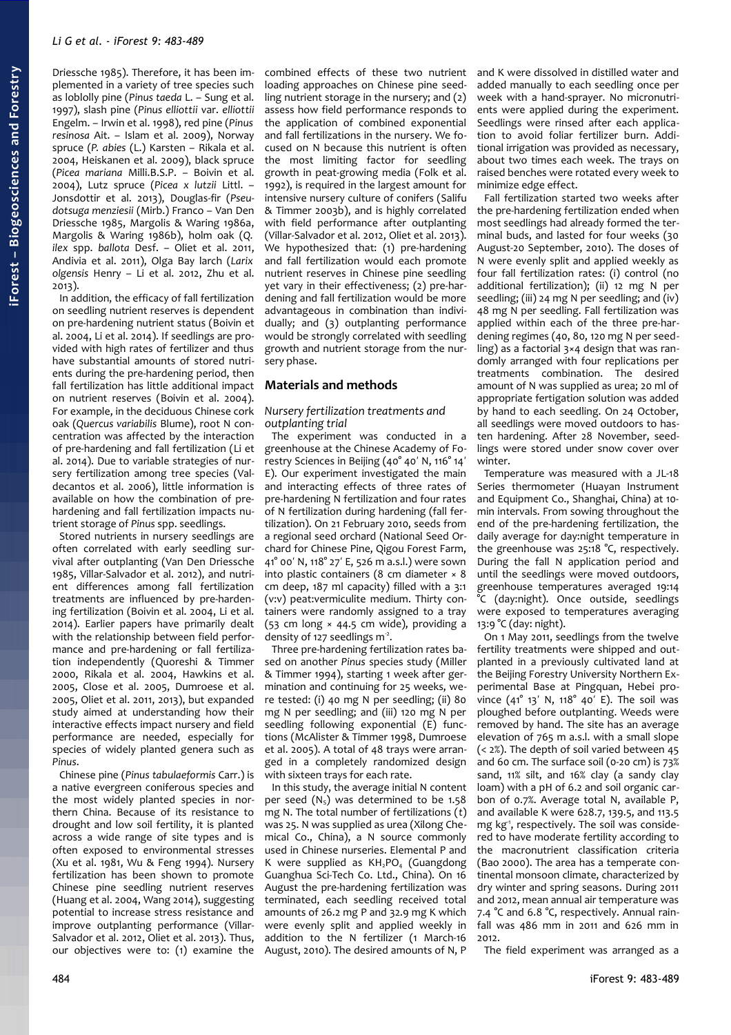Driessche 1985). Therefore, it has been implemented in a variety of tree species such as loblolly pine (*Pinus taeda* L. – Sung et al. 1997), slash pine (*Pinus elliottii* var. *elliottii* Engelm. – Irwin et al. 1998), red pine (*Pinus resinosa* Ait. – Islam et al. 2009), Norway spruce (*P. abies* (L.) Karsten – Rikala et al. 2004, Heiskanen et al. 2009), black spruce (*Picea mariana* Milli.B.S.P. – Boivin et al. 2004), Lutz spruce (*Picea x lutzii* Littl. – Jonsdottir et al. 2013), Douglas-fir (*Pseudotsuga menziesii* (Mirb.) Franco – Van Den Driessche 1985, Margolis & Waring 1986a, Margolis & Waring 1986b), holm oak (*Q. ilex* spp. *ballota* Desf. – Oliet et al. 2011, Andivia et al. 2011), Olga Bay larch (*Larix olgensis* Henry – Li et al. 2012, Zhu et al. 2013).

In addition, the efficacy of fall fertilization on seedling nutrient reserves is dependent on pre-hardening nutrient status (Boivin et al. 2004, Li et al. 2014). If seedlings are provided with high rates of fertilizer and thus have substantial amounts of stored nutrients during the pre-hardening period, then fall fertilization has little additional impact on nutrient reserves (Boivin et al. 2004). For example, in the deciduous Chinese cork oak (*Quercus variabilis* Blume), root N concentration was affected by the interaction of pre-hardening and fall fertilization (Li et al. 2014). Due to variable strategies of nursery fertilization among tree species (Valdecantos et al. 2006), little information is available on how the combination of pre-hardening and fall fertilization impacts nutrient storage of *Pinus* spp. seedlings.

Stored nutrients in nursery seedlings are often correlated with early seedling survival after outplanting (Van Den Driessche 1985, Villar-Salvador et al. 2012), and nutrient differences among fall fertilization treatments are influenced by pre-hardening fertilization (Boivin et al. 2004, Li et al. 2014). Earlier papers have primarily dealt with the relationship between field performance and pre-hardening or fall fertilization independently (Quoreshi & Timmer 2000, Rikala et al. 2004, Hawkins et al. 2005, Close et al. 2005, Dumroese et al. 2005, Oliet et al. 2011, 2013), but expanded study aimed at understanding how their interactive effects impact nursery and field performance are needed, especially for species of widely planted genera such as *Pinus*.

Chinese pine (*Pinus tabulaeformis* Carr.) is a native evergreen coniferous species and the most widely planted species in northern China. Because of its resistance to drought and low soil fertility, it is planted across a wide range of site types and is often exposed to environmental stresses (Xu et al. 1981, Wu & Feng 1994). Nursery fertilization has been shown to promote Chinese pine seedling nutrient reserves (Huang et al. 2004, Wang 2014), suggesting potential to increase stress resistance and improve outplanting performance (Villar-Salvador et al. 2012, Oliet et al. 2013). Thus, our objectives were to: (1) examine the combined effects of these two nutrient loading approaches on Chinese pine seedling nutrient storage in the nursery; and (2) assess how field performance responds to the application of combined exponential and fall fertilizations in the nursery. We focused on N because this nutrient is often the most limiting factor for seedling growth in peat-growing media (Folk et al. 1992), is required in the largest amount for intensive nursery culture of conifers (Salifu & Timmer 2003b), and is highly correlated with field performance after outplanting (Villar-Salvador et al. 2012, Oliet et al. 2013). We hypothesized that: (1) pre-hardening and fall fertilization would each promote nutrient reserves in Chinese pine seedling yet vary in their effectiveness; (2) pre-hardening and fall fertilization would be more advantageous in combination than individually; and (3) outplanting performance would be strongly correlated with seedling growth and nutrient storage from the nursery phase.

## Materials and methods

### Nursery fertilization treatments and outplanting trial

The experiment was conducted in a greenhouse at the Chinese Academy of Forestry Sciences in Beijing (40° 40′ N, 116° 14′ E). Our experiment investigated the main and interacting effects of three rates of pre-hardening N fertilization and four rates of N fertilization during hardening (fall fertilization). On 21 February 2010, seeds from a regional seed orchard (National Seed Orchard for Chinese Pine, Qigou Forest Farm, 41° 00′ N, 118° 27′ E, 526 m a.s.l.) were sown into plastic containers (8 cm diameter × 8 cm deep, 187 ml capacity) filled with a 3:1 (v:v) peat:vermiculite medium. Thirty containers were randomly assigned to a tray (53 cm long × 44.5 cm wide), providing a density of 127 seedlings $m^{-2}$.

Three pre-hardening fertilization rates based on another *Pinus* species study (Miller & Timmer 1994), starting 1 week after germination and continuing for 25 weeks, were tested: (i) 40 mg N per seedling; (ii) 80 mg N per seedling; and (iii) 120 mg N per seedling following exponential (E) functions (McAlister & Timmer 1998, Dumroese et al. 2005). A total of 48 trays were arranged in a completely randomized design with sixteen trays for each rate.

In this study, the average initial N content per seed ($N_S$) was determined to be 1.58 mg N. The total number of fertilizations ($t$) was 25. N was supplied as urea (Xilong Chemical Co., China), a N source commonly used in Chinese nurseries. Elemental P and K were supplied as $KH_2PO_4$ (Guangdong Guanghua Sci-Tech Co. Ltd., China). On 16 August the pre-hardening fertilization was terminated, each seedling received total amounts of 26.2 mg P and 32.9 mg K which were evenly split and applied weekly in addition to the N fertilizer (1 March-16 August, 2010). The desired amounts of N, P and K were dissolved in distilled water and added manually to each seedling once per week with a hand-sprayer. No micronutrients were applied during the experiment. Seedlings were rinsed after each application to avoid foliar fertilizer burn. Additional irrigation was provided as necessary, about two times each week. The trays on raised benches were rotated every week to minimize edge effect.

Fall fertilization started two weeks after the pre-hardening fertilization ended when most seedlings had already formed the terminal buds, and lasted for four weeks (30 August-20 September, 2010). The doses of N were evenly split and applied weekly as four fall fertilization rates: (i) control (no additional fertilization); (ii) 12 mg N per seedling; (iii) 24 mg N per seedling; and (iv) 48 mg N per seedling. Fall fertilization was applied within each of the three pre-hardening regimes (40, 80, 120 mg N per seedling) as a factorial 3×4 design that was randomly arranged with four replications per treatments combination. The desired amount of N was supplied as urea; 20 ml of appropriate fertigation solution was added by hand to each seedling. On 24 October, all seedlings were moved outdoors to hasten hardening. After 28 November, seedlings were stored under snow cover over winter.

Temperature was measured with a JL-18 Series thermometer (Huayan Instrument and Equipment Co., Shanghai, China) at 10-min intervals. From sowing throughout the end of the pre-hardening fertilization, the daily average for day:night temperature in the greenhouse was 25:18 °C, respectively. During the fall N application period and until the seedlings were moved outdoors, greenhouse temperatures averaged 19:14 °C (day:night). Once outside, seedlings were exposed to temperatures averaging 13:9 °C (day: night).

On 1 May 2011, seedlings from the twelve fertility treatments were shipped and outplanted in a previously cultivated land at the Beijing Forestry University Northern Experimental Base at Pingquan, Hebei province (41° 13′ N, 118° 40′ E). The soil was ploughed before outplanting. Weeds were removed by hand. The site has an average elevation of 765 m a.s.l. with a small slope (< 2%). The depth of soil varied between 45 and 60 cm. The surface soil (0-20 cm) is 73% sand, 11% silt, and 16% clay (a sandy clay loam) with a pH of 6.2 and soil organic carbon of 0.7%. Average total N, available P, and available K were 628.7, 139.5, and 113.5 mg $kg^{-1}$, respectively. The soil was considered to have moderate fertility according to the macronutrient classification criteria (Bao 2000). The area has a temperate continental monsoon climate, characterized by dry winter and spring seasons. During 2011 and 2012, mean annual air temperature was 7.4 °C and 6.8 °C, respectively. Annual rainfall was 486 mm in 2011 and 626 mm in 2012.

The field experiment was arranged as a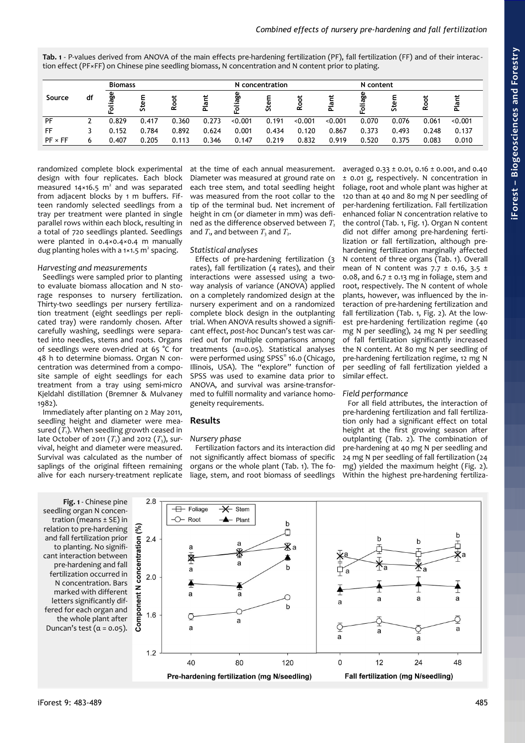**Tab. 1** - P-values derived from ANOVA of the main effects pre-hardening fertilization (PF), fall fertilization (FF) and of their interaction effect (PF×FF) on Chinese pine seedling biomass, N concentration and N content prior to plating.

| Source | df | Biomass | | | | N concentration | | | | N content | | | |
|---|---|---|---|---|---|---|---|---|---|---|---|---|---|
| | | Foliage | Stem | Root | Plant | Foliage | Stem | Root | Plant | Foliage | Stem | Root | Plant |
| PF | 2 | 0.829 | 0.417 | 0.360 | 0.273 | <0.001 | 0.191 | <0.001 | <0.001 | 0.070 | 0.076 | 0.061 | <0.001 |
| FF | 3 | 0.152 | 0.784 | 0.892 | 0.624 | 0.001 | 0.434 | 0.120 | 0.867 | 0.373 | 0.493 | 0.248 | 0.137 |
| PF × FF | 6 | 0.407 | 0.205 | 0.113 | 0.346 | 0.147 | 0.219 | 0.832 | 0.919 | 0.520 | 0.375 | 0.083 | 0.010 |

randomized complete block experimental design with four replicates. Each block measured 14×16.5 $m^2$ and was separated from adjacent blocks by 1 m buffers. Fifteen randomly selected seedlings from a tray per treatment were planted in single parallel rows within each block, resulting in a total of 720 seedlings planted. Seedlings were planted in 0.4×0.4×0.4 m manually dug planting holes with a 1×1.5 $m^2$ spacing.

### Harvesting and measurements

Seedlings were sampled prior to planting to evaluate biomass allocation and N storage responses to nursery fertilization. Thirty-two seedlings per nursery fertilization treatment (eight seedlings per replicated tray) were randomly chosen. After carefully washing, seedlings were separated into needles, stems and roots. Organs of seedlings were oven-dried at 65 °C for 48 h to determine biomass. Organ N concentration was determined from a composite sample of eight seedlings for each treatment from a tray using semi-micro Kjeldahl distillation (Bremner & Mulvaney 1982).

Immediately after planting on 2 May 2011, seedling height and diameter were measured ($T_1$). When seedling growth ceased in late October of 2011 ($T_2$) and 2012 ($T_3$), survival, height and diameter were measured. Survival was calculated as the number of saplings of the original fifteen remaining alive for each nursery-treatment replicate at the time of each annual measurement. Diameter was measured at ground rate on each tree stem, and total seedling height was measured from the root collar to the tip of the terminal bud. Net increment of height in cm (or diameter in mm) was defined as the difference observed between $T_2$ and $T_1$, and between $T_3$ and $T_2$.

### Statistical analyses

Effects of pre-hardening fertilization (3 rates), fall fertilization (4 rates), and their interactions were assessed using a two-way analysis of variance (ANOVA) applied on a completely randomized design at the nursery experiment and on a randomized complete block design in the outplanting trial. When ANOVA results showed a significant effect, *post-hoc* Duncan's test was carried out for multiple comparisons among treatments ($\alpha$=0.05). Statistical analyses were performed using SPSS® 16.0 (Chicago, Illinois, USA). The "explore" function of SPSS was used to examine data prior to ANOVA, and survival was arsine-transformed to fulfill normality and variance homogeneity requirements.

## Results

### Nursery phase

Fertilization factors and its interaction did not significantly affect biomass of specific organs or the whole plant (Tab. 1). The foliage, stem, and root biomass of seedlings averaged 0.33 ± 0.01, 0.16 ± 0.001, and 0.40 ± 0.01 g, respectively. N concentration in foliage, root and whole plant was higher at 120 than at 40 and 80 mg N per seedling of per-hardening fertilization. Fall fertilization enhanced foliar N concentration relative to the control (Tab. 1, Fig. 1). Organ N content did not differ among pre-hardening fertilization or fall fertilization, although pre-hardening fertilization marginally affected N content of three organs (Tab. 1). Overall mean of N content was 7.7 ± 0.16, 3.5 ± 0.08, and 6.7 ± 0.13 mg in foliage, stem and root, respectively. The N content of whole plants, however, was influenced by the interaction of pre-hardening fertilization and fall fertilization (Tab. 1, Fig. 2). At the lowest pre-hardening fertilization regime (40 mg N per seedling), 24 mg N per seedling of fall fertilization significantly increased the N content. At 80 mg N per seedling of pre-hardening fertilization regime, 12 mg N per seedling of fall fertilization yielded a similar effect.

### Field performance

For all field attributes, the interaction of pre-hardening fertilization and fall fertilization only had a significant effect on total height at the first growing season after outplanting (Tab. 2). The combination of pre-hardening at 40 mg N per seedling and 24 mg N per seedling of fall fertilization (24 mg) yielded the maximum height (Fig. 2). Within the highest pre-hardening fertiliza-

**Fig. 1** - Chinese pine seedling organ N concentration (means ± SE) in relation to pre-hardening and fall fertilization prior to planting. No significant interaction between pre-hardening and fall fertilization occurred in N concentration. Bars marked with different letters significantly differed for each organ and the whole plant after Duncan's test ($\alpha$ = 0.05).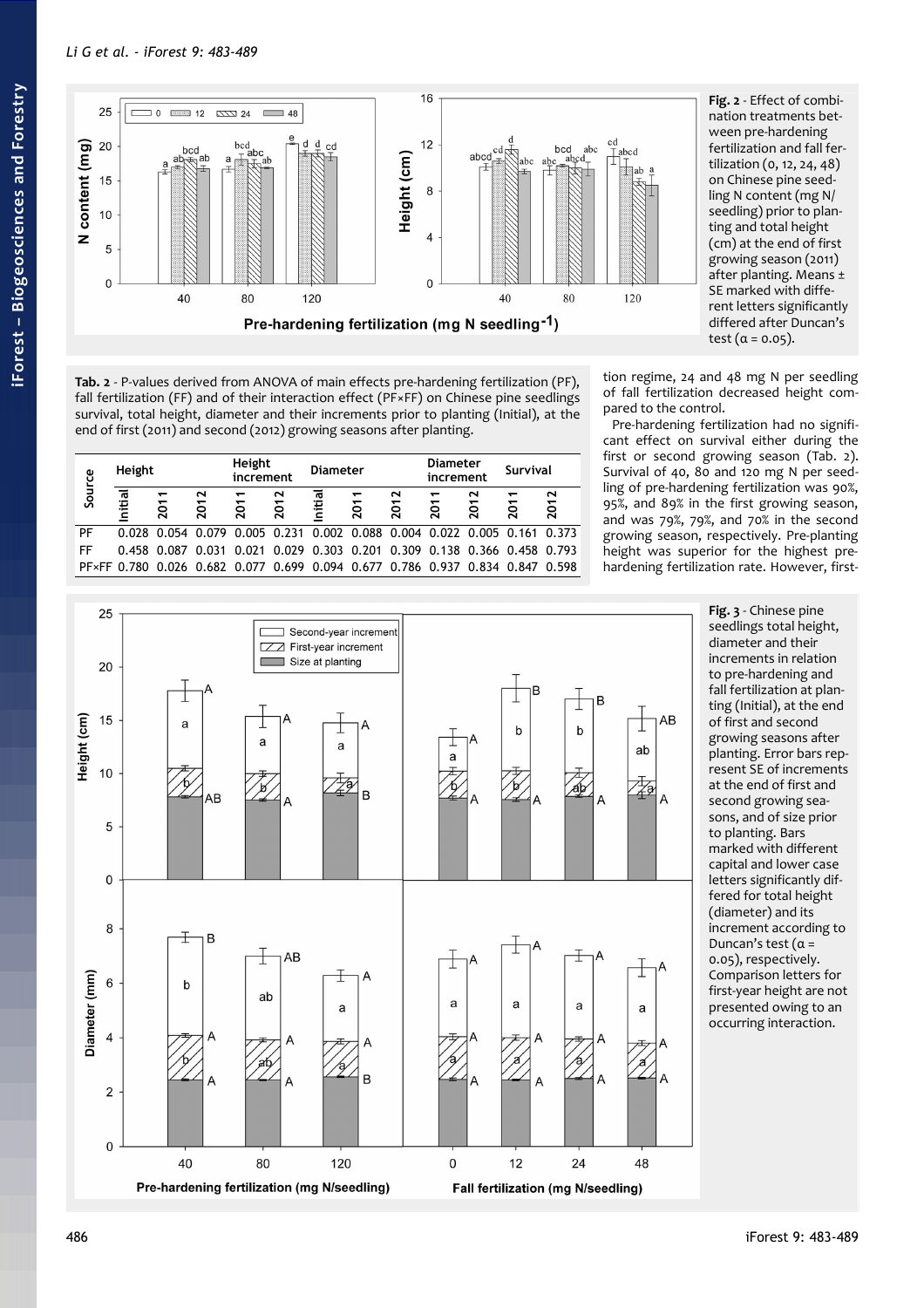Fig. 2 - Effect of combination treatments between pre-hardening fertilization and fall fertilization (0, 12, 24, 48) on Chinese pine seedling N content (mg N/seedling) prior to planting and total height (cm) at the end of first growing season (2011) after planting. Means ± SE marked with different letters significantly differed after Duncan's test (α = 0.05).

Tab. 2 - P-values derived from ANOVA of main effects pre-hardening fertilization (PF), fall fertilization (FF) and of their interaction effect (PF×FF) on Chinese pine seedlings survival, total height, diameter and their increments prior to planting (Initial), at the end of first (2011) and second (2012) growing seasons after planting.

| Source | Height | | | Height increment | | Diameter | | | Diameter increment | | Survival | |
|---|---|---|---|---|---|---|---|---|---|---|---|---|
| | Initial | 2011 | 2012 | 2011 | 2012 | Initial | 2011 | 2012 | 2011 | 2012 | 2011 | 2012 |
| PF | 0.028 | 0.054 | 0.079 | 0.005 | 0.231 | 0.002 | 0.088 | 0.004 | 0.022 | 0.005 | 0.161 | 0.373 |
| FF | 0.458 | 0.087 | 0.031 | 0.021 | 0.029 | 0.303 | 0.201 | 0.309 | 0.138 | 0.366 | 0.458 | 0.793 |
| PF×FF | 0.780 | 0.026 | 0.682 | 0.077 | 0.699 | 0.094 | 0.677 | 0.786 | 0.937 | 0.834 | 0.847 | 0.598 |

tion regime, 24 and 48 mg N per seedling of fall fertilization decreased height compared to the control.

Pre-hardening fertilization had no significant effect on survival either during the first or second growing season (Tab. 2). Survival of 40, 80 and 120 mg N per seedling of pre-hardening fertilization was 90%, 95%, and 89% in the first growing season, and was 79%, 79%, and 70% in the second growing season, respectively. Pre-planting height was superior for the highest pre-hardening fertilization rate. However, first-

Fig. 3 - Chinese pine seedlings total height, diameter and their increments in relation to pre-hardening and fall fertilization at planting (Initial), at the end of first and second growing seasons after planting. Error bars represent SE of increments at the end of first and second growing seasons, and of size prior to planting. Bars marked with different capital and lower case letters significantly differed for total height (diameter) and its increment according to Duncan's test (α = 0.05), respectively. Comparison letters for first-year height are not presented owing to an occurring interaction.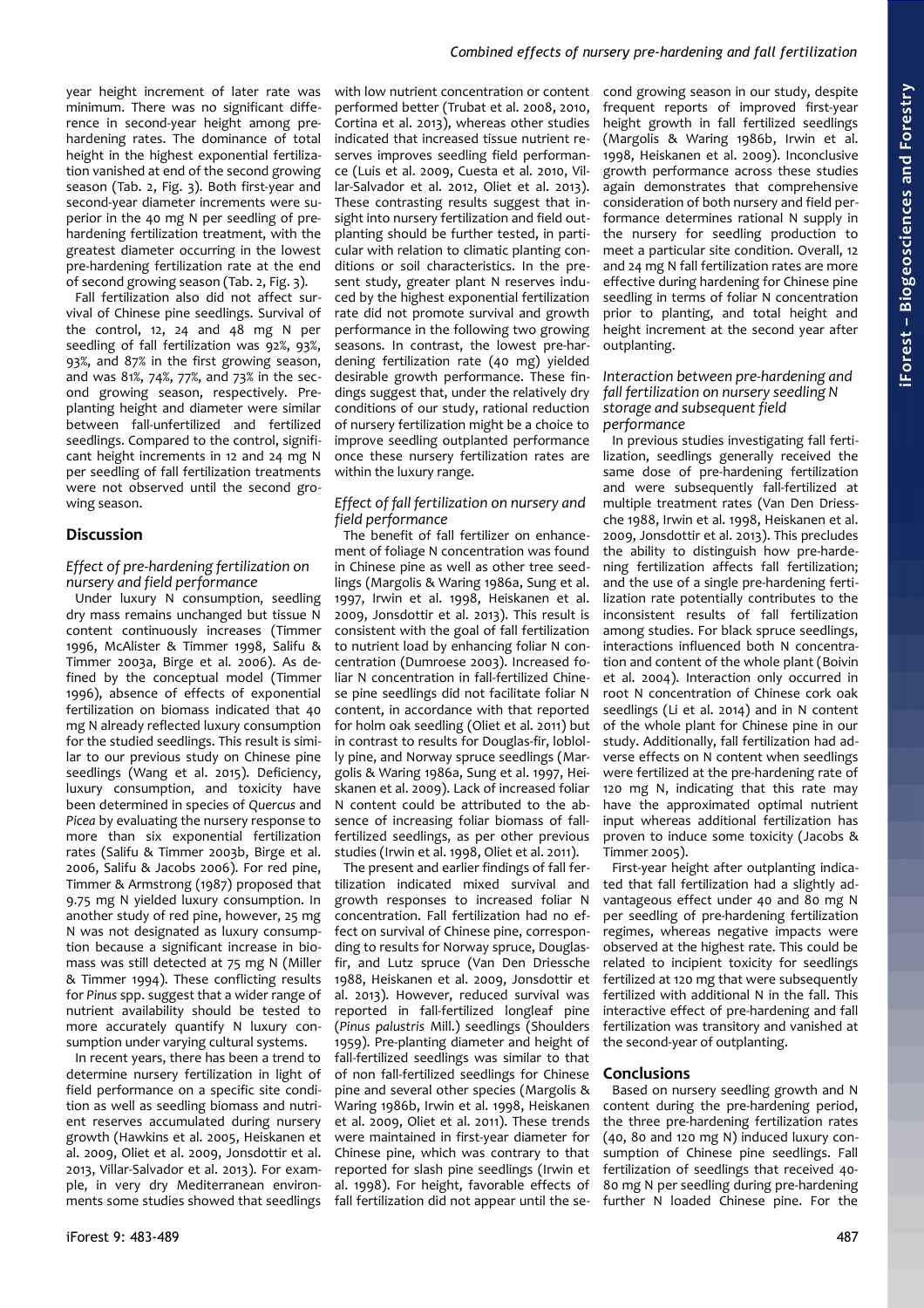year height increment of later rate was minimum. There was no significant difference in second-year height among pre-hardening rates. The dominance of total height in the highest exponential fertilization vanished at end of the second growing season (Tab. 2, Fig. 3). Both first-year and second-year diameter increments were superior in the 40 mg N per seedling of pre-hardening fertilization treatment, with the greatest diameter occurring in the lowest pre-hardening fertilization rate at the end of second growing season (Tab. 2, Fig. 3).

Fall fertilization also did not affect survival of Chinese pine seedlings. Survival of the control, 12, 24 and 48 mg N per seedling of fall fertilization was 92%, 93%, 93%, and 87% in the first growing season, and was 81%, 74%, 77%, and 73% in the second growing season, respectively. Pre-planting height and diameter were similar between fall-unfertilized and fertilized seedlings. Compared to the control, significant height increments in 12 and 24 mg N per seedling of fall fertilization treatments were not observed until the second growing season.

## Discussion

### Effect of pre-hardening fertilization on nursery and field performance

Under luxury N consumption, seedling dry mass remains unchanged but tissue N content continuously increases (Timmer 1996, McAlister & Timmer 1998, Salifu & Timmer 2003a, Birge et al. 2006). As defined by the conceptual model (Timmer 1996), absence of effects of exponential fertilization on biomass indicated that 40 mg N already reflected luxury consumption for the studied seedlings. This result is similar to our previous study on Chinese pine seedlings (Wang et al. 2015). Deficiency, luxury consumption, and toxicity have been determined in species of *Quercus* and *Picea* by evaluating the nursery response to more than six exponential fertilization rates (Salifu & Timmer 2003b, Birge et al. 2006, Salifu & Jacobs 2006). For red pine, Timmer & Armstrong (1987) proposed that 9.75 mg N yielded luxury consumption. In another study of red pine, however, 25 mg N was not designated as luxury consumption because a significant increase in biomass was still detected at 75 mg N (Miller & Timmer 1994). These conflicting results for *Pinus* spp. suggest that a wider range of nutrient availability should be tested to more accurately quantify N luxury consumption under varying cultural systems.

In recent years, there has been a trend to determine nursery fertilization in light of field performance on a specific site condition as well as seedling biomass and nutrient reserves accumulated during nursery growth (Hawkins et al. 2005, Heiskanen et al. 2009, Oliet et al. 2009, Jonsdottir et al. 2013, Villar-Salvador et al. 2013). For example, in very dry Mediterranean environments some studies showed that seedlings with low nutrient concentration or content performed better (Trubat et al. 2008, 2010, Cortina et al. 2013), whereas other studies indicated that increased tissue nutrient reserves improves seedling field performance (Luis et al. 2009, Cuesta et al. 2010, Villar-Salvador et al. 2012, Oliet et al. 2013). These contrasting results suggest that insight into nursery fertilization and field outplanting should be further tested, in particular with relation to climatic planting conditions or soil characteristics. In the present study, greater plant N reserves induced by the highest exponential fertilization rate did not promote survival and growth performance in the following two growing seasons. In contrast, the lowest pre-hardening fertilization rate (40 mg) yielded desirable growth performance. These findings suggest that, under the relatively dry conditions of our study, rational reduction of nursery fertilization might be a choice to improve seedling outplanted performance once these nursery fertilization rates are within the luxury range.

### Effect of fall fertilization on nursery and field performance

The benefit of fall fertilizer on enhancement of foliage N concentration was found in Chinese pine as well as other tree seedlings (Margolis & Waring 1986a, Sung et al. 1997, Irwin et al. 1998, Heiskanen et al. 2009, Jonsdottir et al. 2013). This result is consistent with the goal of fall fertilization to nutrient load by enhancing foliar N concentration (Dumroese 2003). Increased foliar N concentration in fall-fertilized Chinese pine seedlings did not facilitate foliar N content, in accordance with that reported for holm oak seedling (Oliet et al. 2011) but in contrast to results for Douglas-fir, loblolly pine, and Norway spruce seedlings (Margolis & Waring 1986a, Sung et al. 1997, Heiskanen et al. 2009). Lack of increased foliar N content could be attributed to the absence of increasing foliar biomass of fall-fertilized seedlings, as per other previous studies (Irwin et al. 1998, Oliet et al. 2011).

The present and earlier findings of fall fertilization indicated mixed survival and growth responses to increased foliar N concentration. Fall fertilization had no effect on survival of Chinese pine, corresponding to results for Norway spruce, Douglas-fir, and Lutz spruce (Van Den Driessche 1988, Heiskanen et al. 2009, Jonsdottir et al. 2013). However, reduced survival was reported in fall-fertilized longleaf pine (*Pinus palustris* Mill.) seedlings (Shoulders 1959). Pre-planting diameter and height of fall-fertilized seedlings was similar to that of non fall-fertilized seedlings for Chinese pine and several other species (Margolis & Waring 1986b, Irwin et al. 1998, Heiskanen et al. 2009, Oliet et al. 2011). These trends were maintained in first-year diameter for Chinese pine, which was contrary to that reported for slash pine seedlings (Irwin et al. 1998). For height, favorable effects of fall fertilization did not appear until the second growing season in our study, despite frequent reports of improved first-year height growth in fall fertilized seedlings (Margolis & Waring 1986b, Irwin et al. 1998, Heiskanen et al. 2009). Inconclusive growth performance across these studies again demonstrates that comprehensive consideration of both nursery and field performance determines rational N supply in the nursery for seedling production to meet a particular site condition. Overall, 12 and 24 mg N fall fertilization rates are more effective during hardening for Chinese pine seedling in terms of foliar N concentration prior to planting, and total height and height increment at the second year after outplanting.

### Interaction between pre-hardening and fall fertilization on nursery seedling N storage and subsequent field performance

In previous studies investigating fall fertilization, seedlings generally received the same dose of pre-hardening fertilization and were subsequently fall-fertilized at multiple treatment rates (Van Den Driessche 1988, Irwin et al. 1998, Heiskanen et al. 2009, Jonsdottir et al. 2013). This precludes the ability to distinguish how pre-hardening fertilization affects fall fertilization; and the use of a single pre-hardening fertilization rate potentially contributes to the inconsistent results of fall fertilization among studies. For black spruce seedlings, interactions influenced both N concentration and content of the whole plant (Boivin et al. 2004). Interaction only occurred in root N concentration of Chinese cork oak seedlings (Li et al. 2014) and in N content of the whole plant for Chinese pine in our study. Additionally, fall fertilization had adverse effects on N content when seedlings were fertilized at the pre-hardening rate of 120 mg N, indicating that this rate may have the approximated optimal nutrient input whereas additional fertilization has proven to induce some toxicity (Jacobs & Timmer 2005).

First-year height after outplanting indicated that fall fertilization had a slightly advantageous effect under 40 and 80 mg N per seedling of pre-hardening fertilization regimes, whereas negative impacts were observed at the highest rate. This could be related to incipient toxicity for seedlings fertilized at 120 mg that were subsequently fertilized with additional N in the fall. This interactive effect of pre-hardening and fall fertilization was transitory and vanished at the second-year of outplanting.

## Conclusions

Based on nursery seedling growth and N content during the pre-hardening period, the three pre-hardening fertilization rates (40, 80 and 120 mg N) induced luxury consumption of Chinese pine seedlings. Fall fertilization of seedlings that received 40-80 mg N per seedling during pre-hardening further N loaded Chinese pine. For the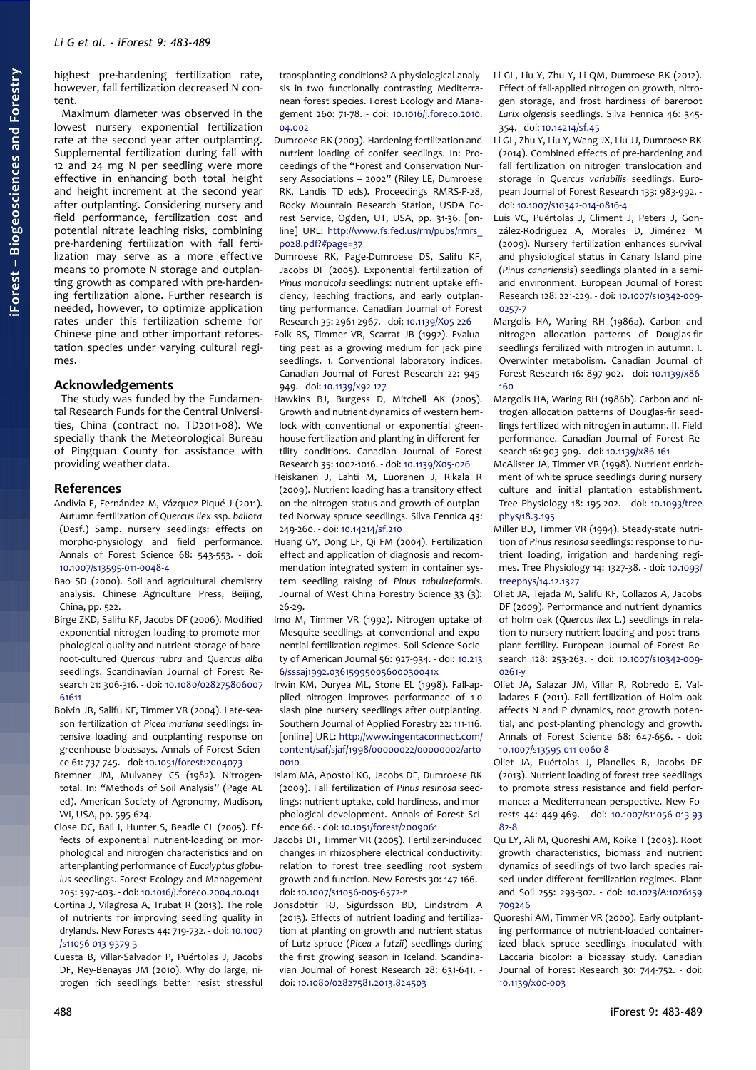highest pre-hardening fertilization rate, however, fall fertilization decreased N content.

Maximum diameter was observed in the lowest nursery exponential fertilization rate at the second year after outplanting. Supplemental fertilization during fall with 12 and 24 mg N per seedling were more effective in enhancing both total height and height increment at the second year after outplanting. Considering nursery and field performance, fertilization cost and potential nitrate leaching risks, combining pre-hardening fertilization with fall fertilization may serve as a more effective means to promote N storage and outplanting growth as compared with pre-hardening fertilization alone. Further research is needed, however, to optimize application rates under this fertilization scheme for Chinese pine and other important reforestation species under varying cultural regimes.

## Acknowledgements

The study was funded by the Fundamental Research Funds for the Central Universities, China (contract no. TD2011-08). We specially thank the Meteorological Bureau of Pingquan County for assistance with providing weather data.

## References

Andivia E, Fernández M, Vázquez-Piqué J (2011). Autumn fertilization of *Quercus ilex* ssp. *ballota* (Desf.) Samp. nursery seedlings: effects on morpho-physiology and field performance. Annals of Forest Science 68: 543-553. - doi: 10.1007/s13595-011-0048-4

Bao SD (2000). Soil and agricultural chemistry analysis. Chinese Agriculture Press, Beijing, China, pp. 522.

Birge ZKD, Salifu KF, Jacobs DF (2006). Modified exponential nitrogen loading to promote morphological quality and nutrient storage of bareroot-cultured *Quercus rubra* and *Quercus alba* seedlings. Scandinavian Journal of Forest Research 21: 306-316. - doi: 10.1080/02827580600761611

Boivin JR, Salifu KF, Timmer VR (2004). Late-season fertilization of *Picea mariana* seedlings: intensive loading and outplanting response on greenhouse bioassays. Annals of Forest Science 61: 737-745. - doi: 10.1051/forest:2004073

Bremner JM, Mulvaney CS (1982). Nitrogen-total. In: "Methods of Soil Analysis" (Page AL ed). American Society of Agronomy, Madison, WI, USA, pp. 595-624.

Close DC, Bail I, Hunter S, Beadle CL (2005). Effects of exponential nutrient-loading on morphological and nitrogen characteristics and on after-planting performance of *Eucalyptus globulus* seedlings. Forest Ecology and Management 205: 397-403. - doi: 10.1016/j.foreco.2004.10.041

Cortina J, Vilagrosa A, Trubat R (2013). The role of nutrients for improving seedling quality in drylands. New Forests 44: 719-732. - doi: 10.1007/s11056-013-9379-3

Cuesta B, Villar-Salvador P, Puértolas J, Jacobs DF, Rey-Benayas JM (2010). Why do large, nitrogen rich seedlings better resist stressful transplanting conditions? A physiological analysis in two functionally contrasting Mediterranean forest species. Forest Ecology and Management 260: 71-78. - doi: 10.1016/j.foreco.2010.04.002

Dumroese RK (2003). Hardening fertilization and nutrient loading of conifer seedlings. In: Proceedings of the "Forest and Conservation Nursery Associations – 2002" (Riley LE, Dumroese RK, Landis TD eds). Proceedings RMRS-P-28, Rocky Mountain Research Station, USDA Forest Service, Ogden, UT, USA, pp. 31-36. [online] URL: http://www.fs.fed.us/rm/pubs/rmrs_p028.pdf?#page=37

Dumroese RK, Page-Dumroese DS, Salifu KF, Jacobs DF (2005). Exponential fertilization of *Pinus monticola* seedlings: nutrient uptake efficiency, leaching fractions, and early outplanting performance. Canadian Journal of Forest Research 35: 2961-2967. - doi: 10.1139/X05-226

Folk RS, Timmer VR, Scarrat JB (1992). Evaluating peat as a growing medium for jack pine seedlings. 1. Conventional laboratory indices. Canadian Journal of Forest Research 22: 945-949. - doi: 10.1139/x92-127

Hawkins BJ, Burgess D, Mitchell AK (2005). Growth and nutrient dynamics of western hemlock with conventional or exponential greenhouse fertilization and planting in different fertility conditions. Canadian Journal of Forest Research 35: 1002-1016. - doi: 10.1139/X05-026

Heiskanen J, Lahti M, Luoranen J, Rikala R (2009). Nutrient loading has a transitory effect on the nitrogen status and growth of outplanted Norway spruce seedlings. Silva Fennica 43: 249-260. - doi: 10.14214/sf.210

Huang GY, Dong LF, Qi FM (2004). Fertilization effect and application of diagnosis and recommendation integrated system in container system seedling raising of *Pinus tabulaeformis*. Journal of West China Forestry Science 33 (3): 26-29.

Imo M, Timmer VR (1992). Nitrogen uptake of Mesquite seedlings at conventional and exponential fertilization regimes. Soil Science Society of American Journal 56: 927-934. - doi: 10.2136/sssaj1992.03615995005600030041x

Irwin KM, Duryea ML, Stone EL (1998). Fall-applied nitrogen improves performance of 1-0 slash pine nursery seedlings after outplanting. Southern Journal of Applied Forestry 22: 111-116. [online] URL: http://www.ingentaconnect.com/content/saf/sjaf/1998/00000022/00000002/art00010

Islam MA, Apostol KG, Jacobs DF, Dumroese RK (2009). Fall fertilization of *Pinus resinosa* seedlings: nutrient uptake, cold hardiness, and morphological development. Annals of Forest Science 66. - doi: 10.1051/forest/2009061

Jacobs DF, Timmer VR (2005). Fertilizer-induced changes in rhizosphere electrical conductivity: relation to forest tree seedling root system growth and function. New Forests 30: 147-166. - doi: 10.1007/s11056-005-6572-z

Jonsdottir RJ, Sigurdsson BD, Lindström A (2013). Effects of nutrient loading and fertilization at planting on growth and nutrient status of Lutz spruce (*Picea x lutzii*) seedlings during the first growing season in Iceland. Scandinavian Journal of Forest Research 28: 631-641. - doi: 10.1080/02827581.2013.824503

Li GL, Liu Y, Zhu Y, Li QM, Dumroese RK (2012). Effect of fall-applied nitrogen on growth, nitrogen storage, and frost hardiness of bareroot *Larix olgensis* seedlings. Silva Fennica 46: 345-354. - doi: 10.14214/sf.45

Li GL, Zhu Y, Liu Y, Wang JX, Liu JJ, Dumroese RK (2014). Combined effects of pre-hardening and fall fertilization on nitrogen translocation and storage in *Quercus variabilis* seedlings. European Journal of Forest Research 133: 983-992. - doi: 10.1007/s10342-014-0816-4

Luis VC, Puértolas J, Climent J, Peters J, González-Rodriguez A, Morales D, Jiménez M (2009). Nursery fertilization enhances survival and physiological status in Canary Island pine (*Pinus canariensis*) seedlings planted in a semiarid environment. European Journal of Forest Research 128: 221-229. - doi: 10.1007/s10342-009-0257-7

Margolis HA, Waring RH (1986a). Carbon and nitrogen allocation patterns of Douglas-fir seedlings fertilized with nitrogen in autumn. I. Overwinter metabolism. Canadian Journal of Forest Research 16: 897-902. - doi: 10.1139/x86-160

Margolis HA, Waring RH (1986b). Carbon and nitrogen allocation patterns of Douglas-fir seedlings fertilized with nitrogen in autumn. II. Field performance. Canadian Journal of Forest Research 16: 903-909. - doi: 10.1139/x86-161

McAlister JA, Timmer VR (1998). Nutrient enrichment of white spruce seedlings during nursery culture and initial plantation establishment. Tree Physiology 18: 195-202. - doi: 10.1093/treephys/18.3.195

Miller BD, Timmer VR (1994). Steady-state nutrition of *Pinus resinosa* seedlings: response to nutrient loading, irrigation and hardening regimes. Tree Physiology 14: 1327-38. - doi: 10.1093/treephys/14.12.1327

Oliet JA, Tejada M, Salifu KF, Collazos A, Jacobs DF (2009). Performance and nutrient dynamics of holm oak (*Quercus ilex* L.) seedlings in relation to nursery nutrient loading and post-transplant fertility. European Journal of Forest Research 128: 253-263. - doi: 10.1007/s10342-009-0261-y

Oliet JA, Salazar JM, Villar R, Robredo E, Valladares F (2011). Fall fertilization of Holm oak affects N and P dynamics, root growth potential, and post-planting phenology and growth. Annals of Forest Science 68: 647-656. - doi: 10.1007/s13595-011-0060-8

Oliet JA, Puértolas J, Planelles R, Jacobs DF (2013). Nutrient loading of forest tree seedlings to promote stress resistance and field performance: a Mediterranean perspective. New Forests 44: 449-469. - doi: 10.1007/s11056-013-9382-8

Qu LY, Ali M, Quoreshi AM, Koike T (2003). Root growth characteristics, biomass and nutrient dynamics of seedlings of two larch species raised under different fertilization regimes. Plant and Soil 255: 293-302. - doi: 10.1023/A:1026159709246

Quoreshi AM, Timmer VR (2000). Early outplanting performance of nutrient-loaded containerized black spruce seedlings inoculated with Laccaria bicolor: a bioassay study. Canadian Journal of Forest Research 30: 744-752. - doi: 10.1139/x00-003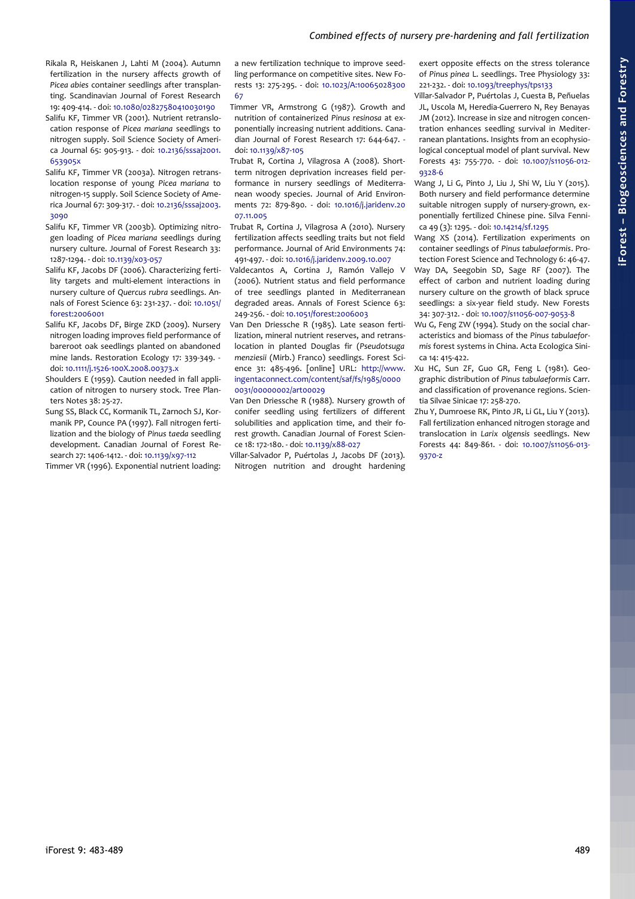Rikala R, Heiskanen J, Lahti M (2004). Autumn fertilization in the nursery affects growth of *Picea abies* container seedlings after transplanting. Scandinavian Journal of Forest Research 19: 409-414. - doi: 10.1080/02827580410030190

Salifu KF, Timmer VR (2001). Nutrient retranslocation response of *Picea mariana* seedlings to nitrogen supply. Soil Science Society of America Journal 65: 905-913. - doi: 10.2136/sssaj2001.653905x

Salifu KF, Timmer VR (2003a). Nitrogen retranslocation response of young *Picea mariana* to nitrogen-15 supply. Soil Science Society of America Journal 67: 309-317. - doi: 10.2136/sssaj2003.3090

Salifu KF, Timmer VR (2003b). Optimizing nitrogen loading of *Picea mariana* seedlings during nursery culture. Journal of Forest Research 33: 1287-1294. - doi: 10.1139/x03-057

Salifu KF, Jacobs DF (2006). Characterizing fertility targets and multi-element interactions in nursery culture of *Quercus rubra* seedlings. Annals of Forest Science 63: 231-237. - doi: 10.1051/forest:2006001

Salifu KF, Jacobs DF, Birge ZKD (2009). Nursery nitrogen loading improves field performance of bareroot oak seedlings planted on abandoned mine lands. Restoration Ecology 17: 339-349. - doi: 10.1111/j.1526-100X.2008.00373.x

Shoulders E (1959). Caution needed in fall application of nitrogen to nursery stock. Tree Planters Notes 38: 25-27.

Sung SS, Black CC, Kormanik TL, Zarnoch SJ, Kormanik PP, Counce PA (1997). Fall nitrogen fertilization and the biology of *Pinus taeda* seedling development. Canadian Journal of Forest Research 27: 1406-1412. - doi: 10.1139/x97-112

Timmer VR (1996). Exponential nutrient loading: a new fertilization technique to improve seedling performance on competitive sites. New Forests 13: 275-295. - doi: 10.1023/A:1006502830067

Timmer VR, Armstrong G (1987). Growth and nutrition of containerized *Pinus resinosa* at exponentially increasing nutrient additions. Canadian Journal of Forest Research 17: 644-647. - doi: 10.1139/x87-105

Trubat R, Cortina J, Vilagrosa A (2008). Short-term nitrogen deprivation increases field performance in nursery seedlings of Mediterranean woody species. Journal of Arid Environments 72: 879-890. - doi: 10.1016/j.jaridenv.2007.11.005

Trubat R, Cortina J, Vilagrosa A (2010). Nursery fertilization affects seedling traits but not field performance. Journal of Arid Environments 74: 491-497. - doi: 10.1016/j.jaridenv.2009.10.007

Valdecantos A, Cortina J, Ramón Vallejo V (2006). Nutrient status and field performance of tree seedlings planted in Mediterranean degraded areas. Annals of Forest Science 63: 249-256. - doi: 10.1051/forest:2006003

Van Den Driessche R (1985). Late season fertilization, mineral nutrient reserves, and retranslocation in planted Douglas fir (*Pseudotsuga menziesii* (Mirb.) Franco) seedlings. Forest Science 31: 485-496. [online] URL: http://www.ingentaconnect.com/content/saf/fs/1985/00000031/00000002/art00029

Van Den Driessche R (1988). Nursery growth of conifer seedling using fertilizers of different solubilities and application time, and their forest growth. Canadian Journal of Forest Science 18: 172-180. - doi: 10.1139/x88-027

Villar-Salvador P, Puértolas J, Jacobs DF (2013). Nitrogen nutrition and drought hardening exert opposite effects on the stress tolerance of *Pinus pinea* L. seedlings. Tree Physiology 33: 221-232. - doi: 10.1093/treephys/tps133

Villar-Salvador P, Puértolas J, Cuesta B, Peñuelas JL, Uscola M, Heredia-Guerrero N, Rey Benayas JM (2012). Increase in size and nitrogen concentration enhances seedling survival in Mediterranean plantations. Insights from an ecophysiological conceptual model of plant survival. New Forests 43: 755-770. - doi: 10.1007/s11056-012-9328-6

Wang J, Li G, Pinto J, Liu J, Shi W, Liu Y (2015). Both nursery and field performance determine suitable nitrogen supply of nursery-grown, exponentially fertilized Chinese pine. Silva Fennica 49 (3): 1295. - doi: 10.14214/sf.1295

Wang XS (2014). Fertilization experiments on container seedlings of *Pinus tabulaeformis*. Protection Forest Science and Technology 6: 46-47.

Way DA, Seegobin SD, Sage RF (2007). The effect of carbon and nutrient loading during nursery culture on the growth of black spruce seedlings: a six-year field study. New Forests 34: 307-312. - doi: 10.1007/s11056-007-9053-8

Wu G, Feng ZW (1994). Study on the social characteristics and biomass of the *Pinus tabulaeformis* forest systems in China. Acta Ecologica Sinica 14: 415-422.

Xu HC, Sun ZF, Guo GR, Feng L (1981). Geographic distribution of *Pinus tabulaeformis* Carr. and classification of provenance regions. Scientia Silvae Sinicae 17: 258-270.

Zhu Y, Dumroese RK, Pinto JR, Li GL, Liu Y (2013). Fall fertilization enhanced nitrogen storage and translocation in *Larix olgensis* seedlings. New Forests 44: 849-861. - doi: 10.1007/s11056-013-9370-z